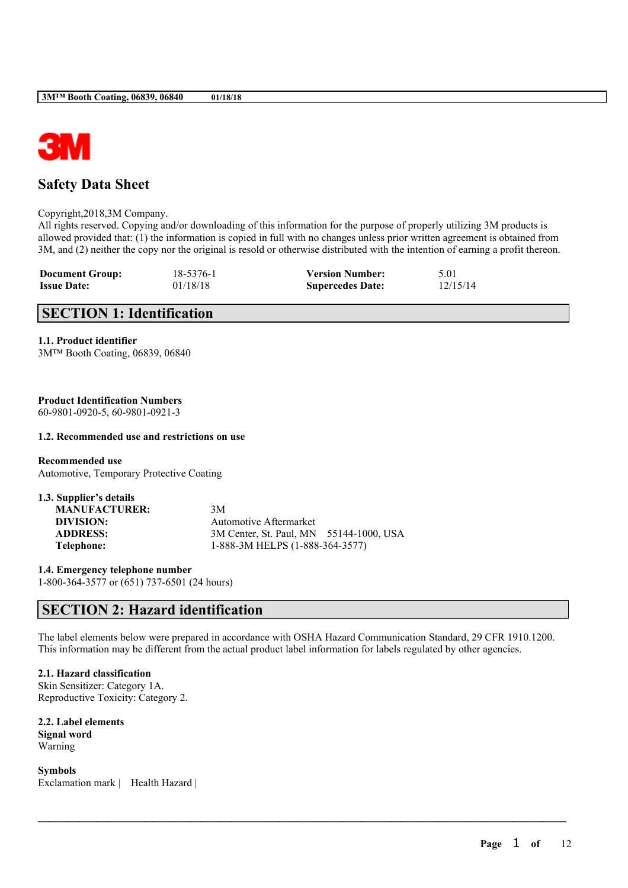# Safety Data Sheet

Copyright,2018,3M Company.
All rights reserved. Copying and/or downloading of this information for the purpose of properly utilizing 3M products is allowed provided that: (1) the information is copied in full with no changes unless prior written agreement is obtained from 3M, and (2) neither the copy nor the original is resold or otherwise distributed with the intention of earning a profit thereon.

| | | | |
|---|---|---|---|
| **Document Group:** | 18-5376-1 | **Version Number:** | 5.01 |
| **Issue Date:** | 01/18/18 | **Supercedes Date:** | 12/15/14 |

## SECTION 1: Identification

**1.1. Product identifier**
3M™ Booth Coating, 06839, 06840

**Product Identification Numbers**
60-9801-0920-5, 60-9801-0921-3

**1.2. Recommended use and restrictions on use**

**Recommended use**
Automotive, Temporary Protective Coating

**1.3. Supplier's details**

| | |
|---|---|
| **MANUFACTURER:** | 3M |
| **DIVISION:** | Automotive Aftermarket |
| **ADDRESS:** | 3M Center, St. Paul, MN 55144-1000, USA |
| **Telephone:** | 1-888-3M HELPS (1-888-364-3577) |

**1.4. Emergency telephone number**
1-800-364-3577 or (651) 737-6501 (24 hours)

## SECTION 2: Hazard identification

The label elements below were prepared in accordance with OSHA Hazard Communication Standard, 29 CFR 1910.1200. This information may be different from the actual product label information for labels regulated by other agencies.

**2.1. Hazard classification**
Skin Sensitizer: Category 1A.
Reproductive Toxicity: Category 2.

**2.2. Label elements**
**Signal word**
Warning

**Symbols**
Exclamation mark | Health Hazard |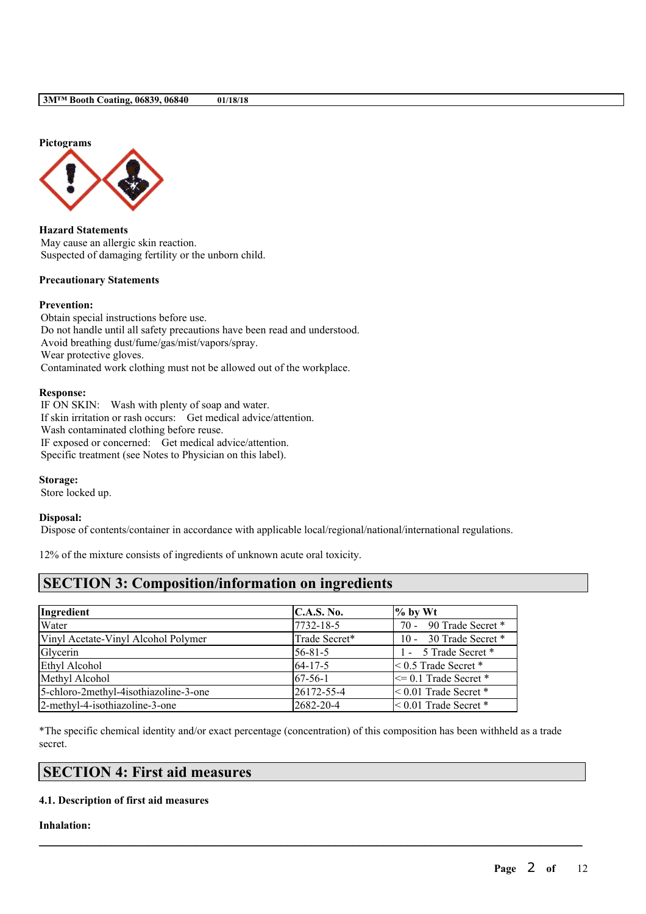**Pictograms**

**Hazard Statements**
May cause an allergic skin reaction.
Suspected of damaging fertility or the unborn child.

**Precautionary Statements**

**Prevention:**
Obtain special instructions before use.
Do not handle until all safety precautions have been read and understood.
Avoid breathing dust/fume/gas/mist/vapors/spray.
Wear protective gloves.
Contaminated work clothing must not be allowed out of the workplace.

**Response:**
IF ON SKIN: Wash with plenty of soap and water.
If skin irritation or rash occurs: Get medical advice/attention.
Wash contaminated clothing before reuse.
IF exposed or concerned: Get medical advice/attention.
Specific treatment (see Notes to Physician on this label).

**Storage:**
Store locked up.

**Disposal:**
Dispose of contents/container in accordance with applicable local/regional/national/international regulations.

12% of the mixture consists of ingredients of unknown acute oral toxicity.

## SECTION 3: Composition/information on ingredients

| Ingredient | C.A.S. No. | % by Wt |
|---|---|---|
| Water | 7732-18-5 | 70 - 90 Trade Secret * |
| Vinyl Acetate-Vinyl Alcohol Polymer | Trade Secret* | 10 - 30 Trade Secret * |
| Glycerin | 56-81-5 | 1 - 5 Trade Secret * |
| Ethyl Alcohol | 64-17-5 | < 0.5 Trade Secret * |
| Methyl Alcohol | 67-56-1 | <= 0.1 Trade Secret * |
| 5-chloro-2methyl-4isothiazoline-3-one | 26172-55-4 | < 0.01 Trade Secret * |
| 2-methyl-4-isothiazoline-3-one | 2682-20-4 | < 0.01 Trade Secret * |

*The specific chemical identity and/or exact percentage (concentration) of this composition has been withheld as a trade secret.

## SECTION 4: First aid measures

**4.1. Description of first aid measures**

**Inhalation:**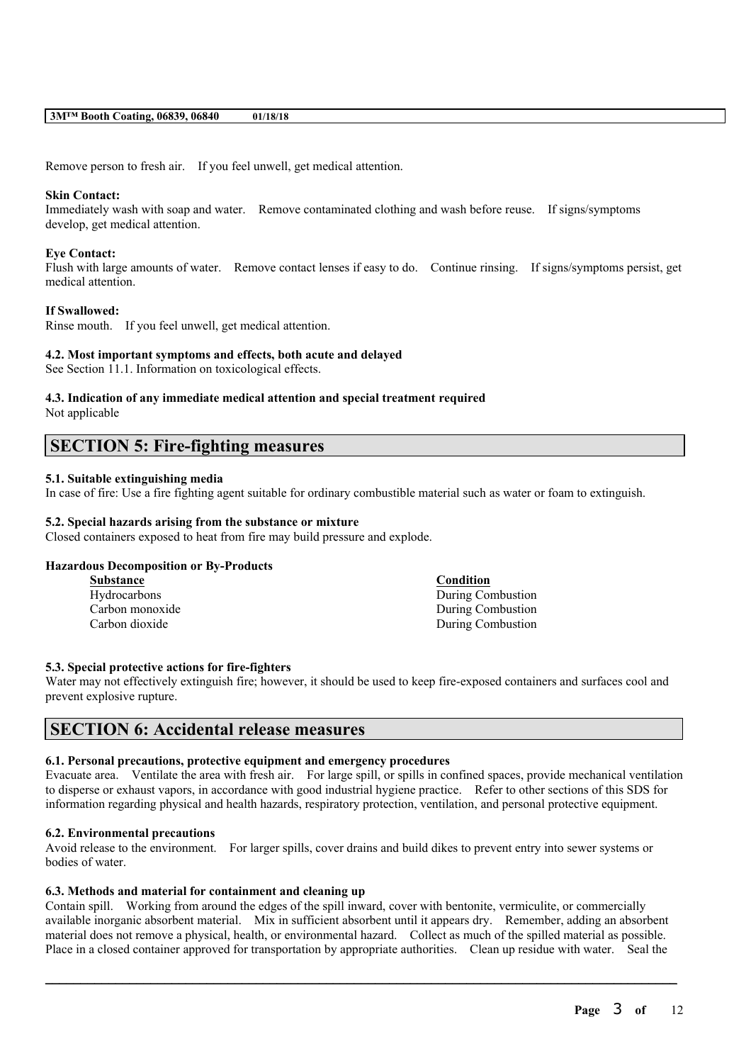Remove person to fresh air. If you feel unwell, get medical attention.

**Skin Contact:**
Immediately wash with soap and water. Remove contaminated clothing and wash before reuse. If signs/symptoms develop, get medical attention.

**Eye Contact:**
Flush with large amounts of water. Remove contact lenses if easy to do. Continue rinsing. If signs/symptoms persist, get medical attention.

**If Swallowed:**
Rinse mouth. If you feel unwell, get medical attention.

**4.2. Most important symptoms and effects, both acute and delayed**
See Section 11.1. Information on toxicological effects.

**4.3. Indication of any immediate medical attention and special treatment required**
Not applicable

## SECTION 5: Fire-fighting measures

**5.1. Suitable extinguishing media**
In case of fire: Use a fire fighting agent suitable for ordinary combustible material such as water or foam to extinguish.

**5.2. Special hazards arising from the substance or mixture**
Closed containers exposed to heat from fire may build pressure and explode.

**Hazardous Decomposition or By-Products**

| Substance | Condition |
|---|---|
| Hydrocarbons | During Combustion |
| Carbon monoxide | During Combustion |
| Carbon dioxide | During Combustion |

**5.3. Special protective actions for fire-fighters**
Water may not effectively extinguish fire; however, it should be used to keep fire-exposed containers and surfaces cool and prevent explosive rupture.

## SECTION 6: Accidental release measures

**6.1. Personal precautions, protective equipment and emergency procedures**
Evacuate area. Ventilate the area with fresh air. For large spill, or spills in confined spaces, provide mechanical ventilation to disperse or exhaust vapors, in accordance with good industrial hygiene practice. Refer to other sections of this SDS for information regarding physical and health hazards, respiratory protection, ventilation, and personal protective equipment.

**6.2. Environmental precautions**
Avoid release to the environment. For larger spills, cover drains and build dikes to prevent entry into sewer systems or bodies of water.

**6.3. Methods and material for containment and cleaning up**
Contain spill. Working from around the edges of the spill inward, cover with bentonite, vermiculite, or commercially available inorganic absorbent material. Mix in sufficient absorbent until it appears dry. Remember, adding an absorbent material does not remove a physical, health, or environmental hazard. Collect as much of the spilled material as possible. Place in a closed container approved for transportation by appropriate authorities. Clean up residue with water. Seal the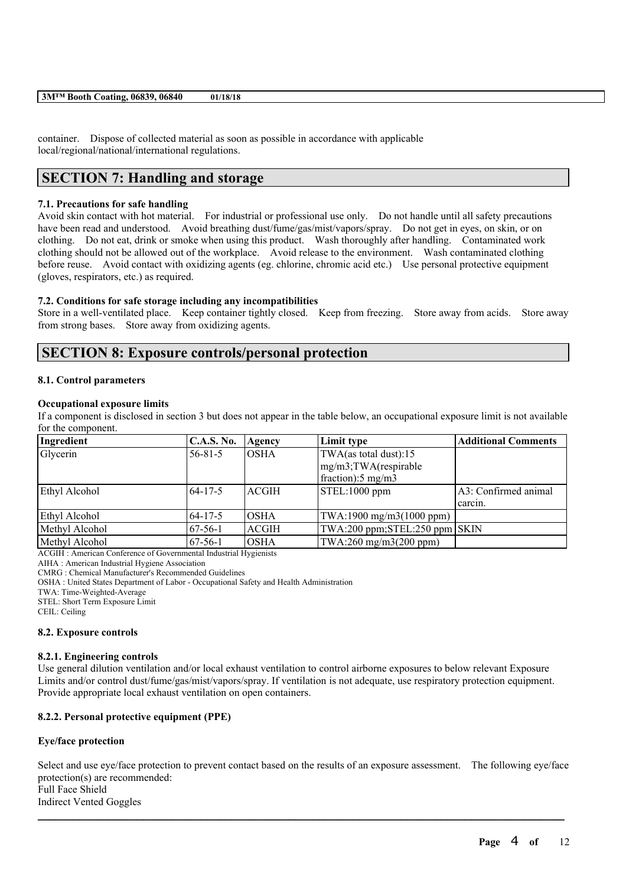container. Dispose of collected material as soon as possible in accordance with applicable local/regional/national/international regulations.

# SECTION 7: Handling and storage

### 7.1. Precautions for safe handling

Avoid skin contact with hot material. For industrial or professional use only. Do not handle until all safety precautions have been read and understood. Avoid breathing dust/fume/gas/mist/vapors/spray. Do not get in eyes, on skin, or on clothing. Do not eat, drink or smoke when using this product. Wash thoroughly after handling. Contaminated work clothing should not be allowed out of the workplace. Avoid release to the environment. Wash contaminated clothing before reuse. Avoid contact with oxidizing agents (eg. chlorine, chromic acid etc.) Use personal protective equipment (gloves, respirators, etc.) as required.

### 7.2. Conditions for safe storage including any incompatibilities

Store in a well-ventilated place. Keep container tightly closed. Keep from freezing. Store away from acids. Store away from strong bases. Store away from oxidizing agents.

# SECTION 8: Exposure controls/personal protection

### 8.1. Control parameters

**Occupational exposure limits**

If a component is disclosed in section 3 but does not appear in the table below, an occupational exposure limit is not available for the component.

| Ingredient | C.A.S. No. | Agency | Limit type | Additional Comments |
|---|---|---|---|---|
| Glycerin | 56-81-5 | OSHA | TWA(as total dust):15 mg/m3;TWA(respirable fraction):5 mg/m3 | |
| Ethyl Alcohol | 64-17-5 | ACGIH | STEL:1000 ppm | A3: Confirmed animal carcin. |
| Ethyl Alcohol | 64-17-5 | OSHA | TWA:1900 mg/m3(1000 ppm) | |
| Methyl Alcohol | 67-56-1 | ACGIH | TWA:200 ppm;STEL:250 ppm | SKIN |
| Methyl Alcohol | 67-56-1 | OSHA | TWA:260 mg/m3(200 ppm) | |

ACGIH : American Conference of Governmental Industrial Hygienists
AIHA : American Industrial Hygiene Association
CMRG : Chemical Manufacturer's Recommended Guidelines
OSHA : United States Department of Labor - Occupational Safety and Health Administration
TWA: Time-Weighted-Average
STEL: Short Term Exposure Limit
CEIL: Ceiling

### 8.2. Exposure controls

#### 8.2.1. Engineering controls

Use general dilution ventilation and/or local exhaust ventilation to control airborne exposures to below relevant Exposure Limits and/or control dust/fume/gas/mist/vapors/spray. If ventilation is not adequate, use respiratory protection equipment. Provide appropriate local exhaust ventilation on open containers.

#### 8.2.2. Personal protective equipment (PPE)

**Eye/face protection**

Select and use eye/face protection to prevent contact based on the results of an exposure assessment. The following eye/face protection(s) are recommended:
Full Face Shield
Indirect Vented Goggles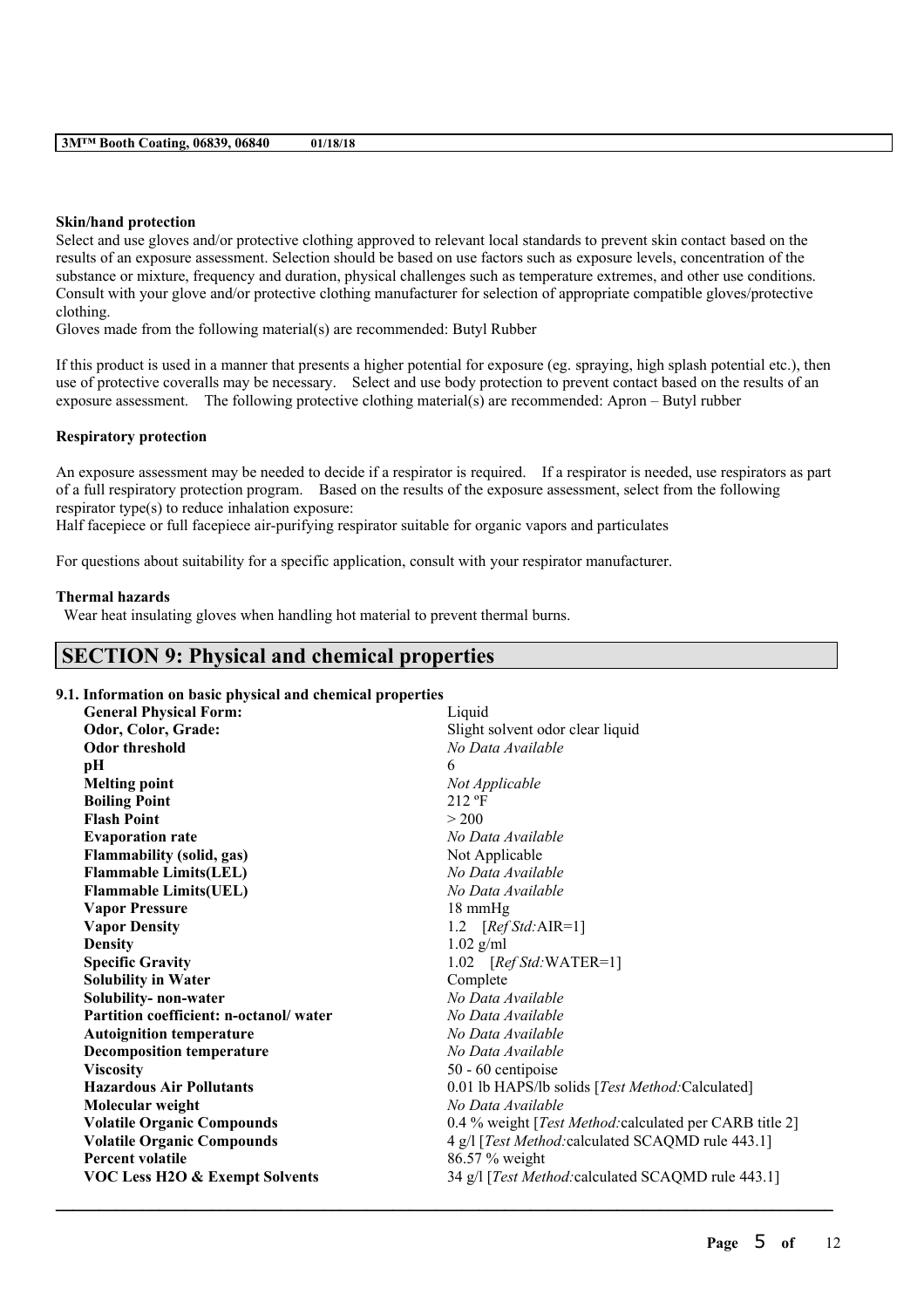**Skin/hand protection**

Select and use gloves and/or protective clothing approved to relevant local standards to prevent skin contact based on the results of an exposure assessment. Selection should be based on use factors such as exposure levels, concentration of the substance or mixture, frequency and duration, physical challenges such as temperature extremes, and other use conditions. Consult with your glove and/or protective clothing manufacturer for selection of appropriate compatible gloves/protective clothing.

Gloves made from the following material(s) are recommended: Butyl Rubber

If this product is used in a manner that presents a higher potential for exposure (eg. spraying, high splash potential etc.), then use of protective coveralls may be necessary. Select and use body protection to prevent contact based on the results of an exposure assessment. The following protective clothing material(s) are recommended: Apron – Butyl rubber

**Respiratory protection**

An exposure assessment may be needed to decide if a respirator is required. If a respirator is needed, use respirators as part of a full respiratory protection program. Based on the results of the exposure assessment, select from the following respirator type(s) to reduce inhalation exposure:

Half facepiece or full facepiece air-purifying respirator suitable for organic vapors and particulates

For questions about suitability for a specific application, consult with your respirator manufacturer.

**Thermal hazards**

Wear heat insulating gloves when handling hot material to prevent thermal burns.

## SECTION 9: Physical and chemical properties

**9.1. Information on basic physical and chemical properties**

| | |
|---|---|
| **General Physical Form:** | Liquid |
| **Odor, Color, Grade:** | Slight solvent odor clear liquid |
| **Odor threshold** | *No Data Available* |
| **pH** | 6 |
| **Melting point** | *Not Applicable* |
| **Boiling Point** | 212 ºF |
| **Flash Point** | > 200 |
| **Evaporation rate** | *No Data Available* |
| **Flammability (solid, gas)** | Not Applicable |
| **Flammable Limits(LEL)** | *No Data Available* |
| **Flammable Limits(UEL)** | *No Data Available* |
| **Vapor Pressure** | 18 mmHg |
| **Vapor Density** | 1.2 [*Ref Std:*AIR=1] |
| **Density** | 1.02 g/ml |
| **Specific Gravity** | 1.02 [*Ref Std:*WATER=1] |
| **Solubility in Water** | Complete |
| **Solubility- non-water** | *No Data Available* |
| **Partition coefficient: n-octanol/ water** | *No Data Available* |
| **Autoignition temperature** | *No Data Available* |
| **Decomposition temperature** | *No Data Available* |
| **Viscosity** | 50 - 60 centipoise |
| **Hazardous Air Pollutants** | 0.01 lb HAPS/lb solids [*Test Method:*Calculated] |
| **Molecular weight** | *No Data Available* |
| **Volatile Organic Compounds** | 0.4 % weight [*Test Method:*calculated per CARB title 2] |
| **Volatile Organic Compounds** | 4 g/l [*Test Method:*calculated SCAQMD rule 443.1] |
| **Percent volatile** | 86.57 % weight |
| **VOC Less H2O & Exempt Solvents** | 34 g/l [*Test Method:*calculated SCAQMD rule 443.1] |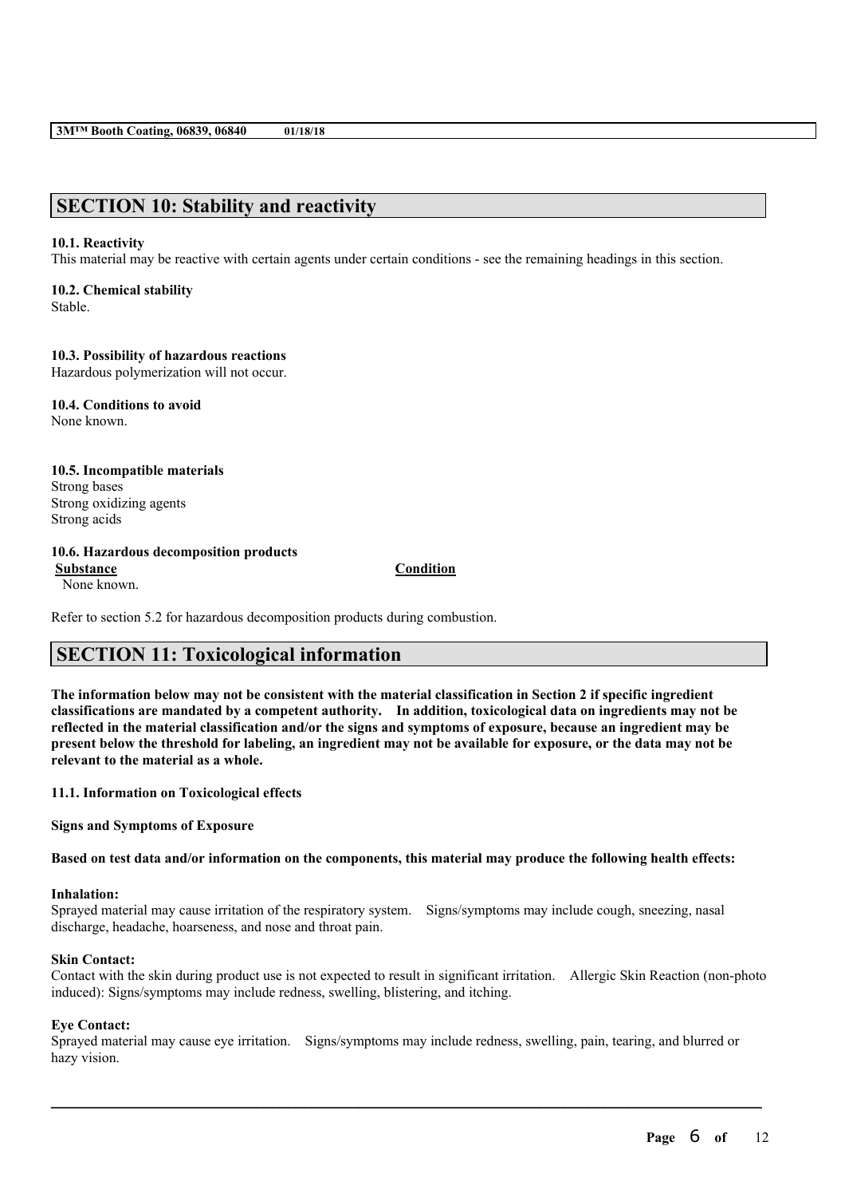## SECTION 10: Stability and reactivity

**10.1. Reactivity**
This material may be reactive with certain agents under certain conditions - see the remaining headings in this section.

**10.2. Chemical stability**
Stable.

**10.3. Possibility of hazardous reactions**
Hazardous polymerization will not occur.

**10.4. Conditions to avoid**
None known.

**10.5. Incompatible materials**
Strong bases
Strong oxidizing agents
Strong acids

**10.6. Hazardous decomposition products**

| Substance | Condition |
| --- | --- |
| None known. | |

Refer to section 5.2 for hazardous decomposition products during combustion.

## SECTION 11: Toxicological information

**The information below may not be consistent with the material classification in Section 2 if specific ingredient classifications are mandated by a competent authority. In addition, toxicological data on ingredients may not be reflected in the material classification and/or the signs and symptoms of exposure, because an ingredient may be present below the threshold for labeling, an ingredient may not be available for exposure, or the data may not be relevant to the material as a whole.**

**11.1. Information on Toxicological effects**

**Signs and Symptoms of Exposure**

**Based on test data and/or information on the components, this material may produce the following health effects:**

**Inhalation:**
Sprayed material may cause irritation of the respiratory system. Signs/symptoms may include cough, sneezing, nasal discharge, headache, hoarseness, and nose and throat pain.

**Skin Contact:**
Contact with the skin during product use is not expected to result in significant irritation. Allergic Skin Reaction (non-photo induced): Signs/symptoms may include redness, swelling, blistering, and itching.

**Eye Contact:**
Sprayed material may cause eye irritation. Signs/symptoms may include redness, swelling, pain, tearing, and blurred or hazy vision.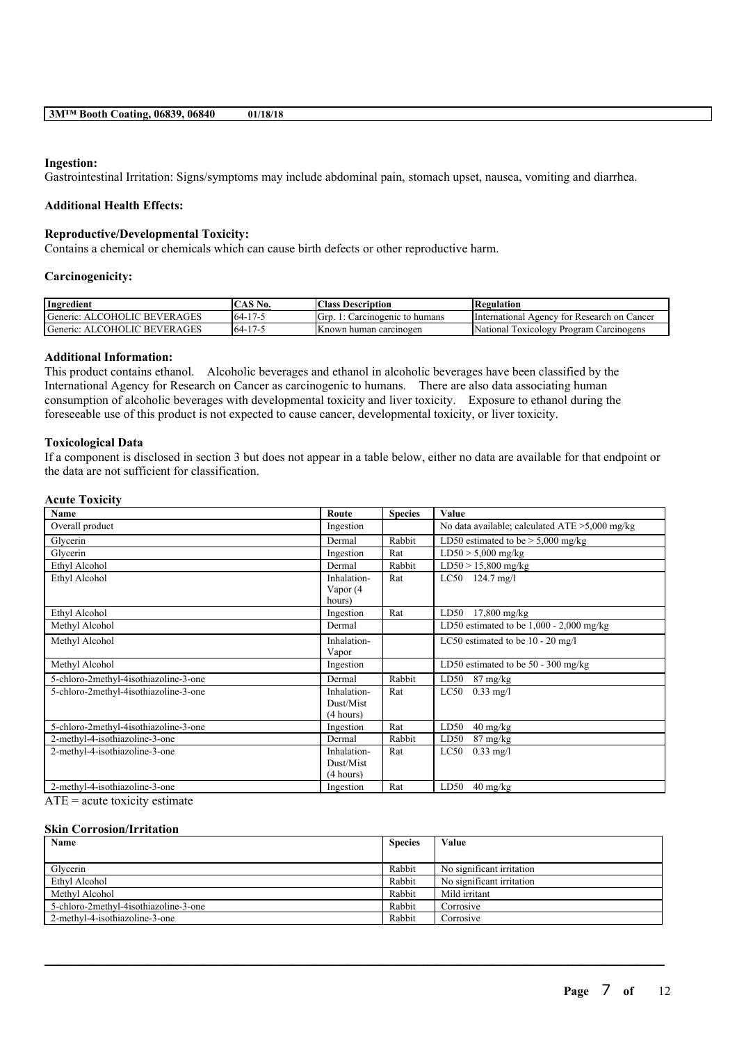**Ingestion:**
Gastrointestinal Irritation: Signs/symptoms may include abdominal pain, stomach upset, nausea, vomiting and diarrhea.

**Additional Health Effects:**

**Reproductive/Developmental Toxicity:**
Contains a chemical or chemicals which can cause birth defects or other reproductive harm.

**Carcinogenicity:**

| Ingredient | CAS No. | Class Description | Regulation |
|---|---|---|---|
| Generic: ALCOHOLIC BEVERAGES | 64-17-5 | Grp. 1: Carcinogenic to humans | International Agency for Research on Cancer |
| Generic: ALCOHOLIC BEVERAGES | 64-17-5 | Known human carcinogen | National Toxicology Program Carcinogens |

**Additional Information:**
This product contains ethanol. Alcoholic beverages and ethanol in alcoholic beverages have been classified by the International Agency for Research on Cancer as carcinogenic to humans. There are also data associating human consumption of alcoholic beverages with developmental toxicity and liver toxicity. Exposure to ethanol during the foreseeable use of this product is not expected to cause cancer, developmental toxicity, or liver toxicity.

**Toxicological Data**
If a component is disclosed in section 3 but does not appear in a table below, either no data are available for that endpoint or the data are not sufficient for classification.

**Acute Toxicity**

| Name | Route | Species | Value |
|---|---|---|---|
| Overall product | Ingestion | | No data available; calculated ATE >5,000 mg/kg |
| Glycerin | Dermal | Rabbit | LD50 estimated to be > 5,000 mg/kg |
| Glycerin | Ingestion | Rat | LD50 > 5,000 mg/kg |
| Ethyl Alcohol | Dermal | Rabbit | LD50 > 15,800 mg/kg |
| Ethyl Alcohol | Inhalation-Vapor (4 hours) | Rat | LC50 124.7 mg/l |
| Ethyl Alcohol | Ingestion | Rat | LD50 17,800 mg/kg |
| Methyl Alcohol | Dermal | | LD50 estimated to be 1,000 - 2,000 mg/kg |
| Methyl Alcohol | Inhalation-Vapor | | LC50 estimated to be 10 - 20 mg/l |
| Methyl Alcohol | Ingestion | | LD50 estimated to be 50 - 300 mg/kg |
| 5-chloro-2methyl-4isothiazoline-3-one | Dermal | Rabbit | LD50 87 mg/kg |
| 5-chloro-2methyl-4isothiazoline-3-one | Inhalation-Dust/Mist (4 hours) | Rat | LC50 0.33 mg/l |
| 5-chloro-2methyl-4isothiazoline-3-one | Ingestion | Rat | LD50 40 mg/kg |
| 2-methyl-4-isothiazoline-3-one | Dermal | Rabbit | LD50 87 mg/kg |
| 2-methyl-4-isothiazoline-3-one | Inhalation-Dust/Mist (4 hours) | Rat | LC50 0.33 mg/l |
| 2-methyl-4-isothiazoline-3-one | Ingestion | Rat | LD50 40 mg/kg |

ATE = acute toxicity estimate

**Skin Corrosion/Irritation**

| Name | Species | Value |
|---|---|---|
| Glycerin | Rabbit | No significant irritation |
| Ethyl Alcohol | Rabbit | No significant irritation |
| Methyl Alcohol | Rabbit | Mild irritant |
| 5-chloro-2methyl-4isothiazoline-3-one | Rabbit | Corrosive |
| 2-methyl-4-isothiazoline-3-one | Rabbit | Corrosive |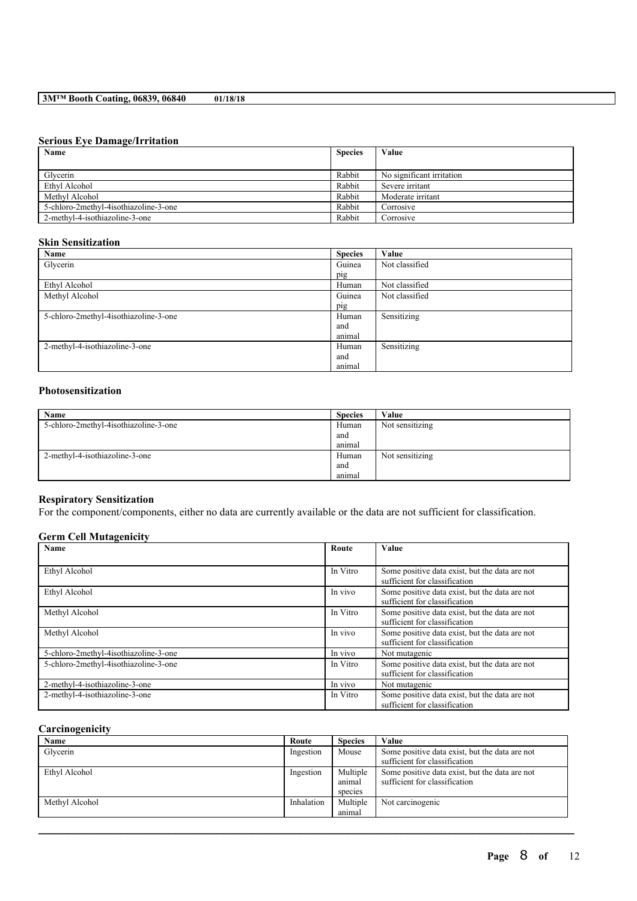### Serious Eye Damage/Irritation

| Name | Species | Value |
|---|---|---|
| Glycerin | Rabbit | No significant irritation |
| Ethyl Alcohol | Rabbit | Severe irritant |
| Methyl Alcohol | Rabbit | Moderate irritant |
| 5-chloro-2methyl-4isothiazoline-3-one | Rabbit | Corrosive |
| 2-methyl-4-isothiazoline-3-one | Rabbit | Corrosive |

### Skin Sensitization

| Name | Species | Value |
|---|---|---|
| Glycerin | Guinea pig | Not classified |
| Ethyl Alcohol | Human | Not classified |
| Methyl Alcohol | Guinea pig | Not classified |
| 5-chloro-2methyl-4isothiazoline-3-one | Human and animal | Sensitizing |
| 2-methyl-4-isothiazoline-3-one | Human and animal | Sensitizing |

### Photosensitization

| Name | Species | Value |
|---|---|---|
| 5-chloro-2methyl-4isothiazoline-3-one | Human and animal | Not sensitizing |
| 2-methyl-4-isothiazoline-3-one | Human and animal | Not sensitizing |

### Respiratory Sensitization

For the component/components, either no data are currently available or the data are not sufficient for classification.

### Germ Cell Mutagenicity

| Name | Route | Value |
|---|---|---|
| Ethyl Alcohol | In Vitro | Some positive data exist, but the data are not sufficient for classification |
| Ethyl Alcohol | In vivo | Some positive data exist, but the data are not sufficient for classification |
| Methyl Alcohol | In Vitro | Some positive data exist, but the data are not sufficient for classification |
| Methyl Alcohol | In vivo | Some positive data exist, but the data are not sufficient for classification |
| 5-chloro-2methyl-4isothiazoline-3-one | In vivo | Not mutagenic |
| 5-chloro-2methyl-4isothiazoline-3-one | In Vitro | Some positive data exist, but the data are not sufficient for classification |
| 2-methyl-4-isothiazoline-3-one | In vivo | Not mutagenic |
| 2-methyl-4-isothiazoline-3-one | In Vitro | Some positive data exist, but the data are not sufficient for classification |

### Carcinogenicity

| Name | Route | Species | Value |
|---|---|---|---|
| Glycerin | Ingestion | Mouse | Some positive data exist, but the data are not sufficient for classification |
| Ethyl Alcohol | Ingestion | Multiple animal species | Some positive data exist, but the data are not sufficient for classification |
| Methyl Alcohol | Inhalation | Multiple animal | Not carcinogenic |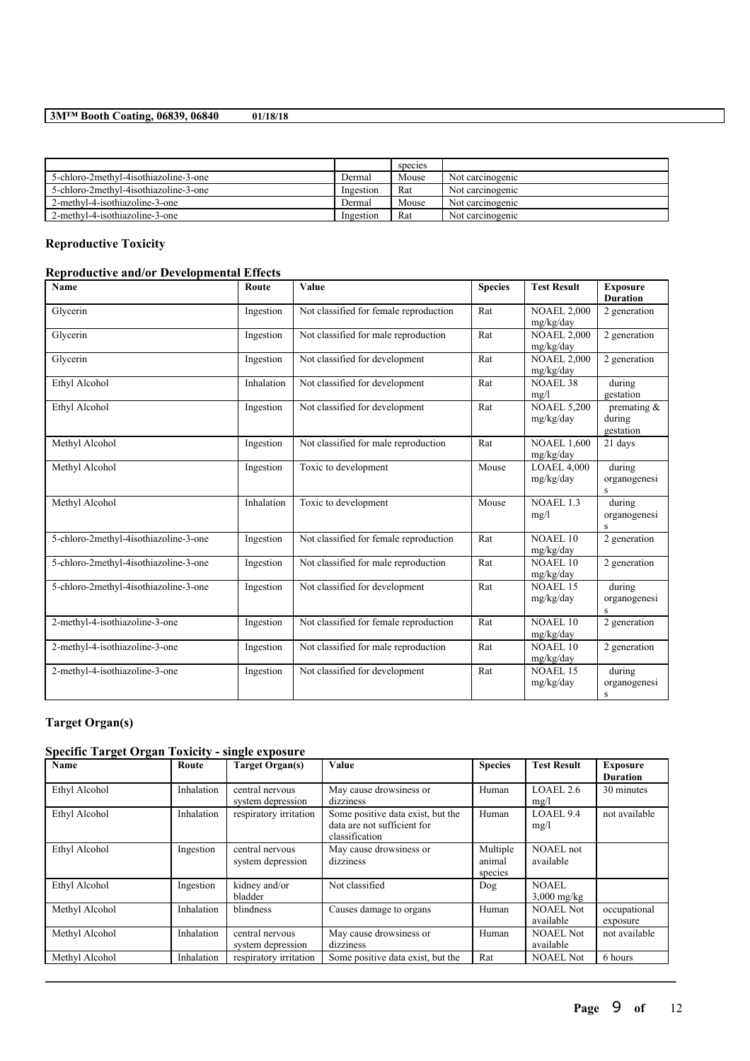| | | species | |
|---|---|---|---|
| 5-chloro-2methyl-4isothiazoline-3-one | Dermal | Mouse | Not carcinogenic |
| 5-chloro-2methyl-4isothiazoline-3-one | Ingestion | Rat | Not carcinogenic |
| 2-methyl-4-isothiazoline-3-one | Dermal | Mouse | Not carcinogenic |
| 2-methyl-4-isothiazoline-3-one | Ingestion | Rat | Not carcinogenic |

### Reproductive Toxicity

#### Reproductive and/or Developmental Effects

| Name | Route | Value | Species | Test Result | Exposure Duration |
|---|---|---|---|---|---|
| Glycerin | Ingestion | Not classified for female reproduction | Rat | NOAEL 2,000 mg/kg/day | 2 generation |
| Glycerin | Ingestion | Not classified for male reproduction | Rat | NOAEL 2,000 mg/kg/day | 2 generation |
| Glycerin | Ingestion | Not classified for development | Rat | NOAEL 2,000 mg/kg/day | 2 generation |
| Ethyl Alcohol | Inhalation | Not classified for development | Rat | NOAEL 38 mg/l | during gestation |
| Ethyl Alcohol | Ingestion | Not classified for development | Rat | NOAEL 5,200 mg/kg/day | premating & during gestation |
| Methyl Alcohol | Ingestion | Not classified for male reproduction | Rat | NOAEL 1,600 mg/kg/day | 21 days |
| Methyl Alcohol | Ingestion | Toxic to development | Mouse | LOAEL 4,000 mg/kg/day | during organogenesis |
| Methyl Alcohol | Inhalation | Toxic to development | Mouse | NOAEL 1.3 mg/l | during organogenesis |
| 5-chloro-2methyl-4isothiazoline-3-one | Ingestion | Not classified for female reproduction | Rat | NOAEL 10 mg/kg/day | 2 generation |
| 5-chloro-2methyl-4isothiazoline-3-one | Ingestion | Not classified for male reproduction | Rat | NOAEL 10 mg/kg/day | 2 generation |
| 5-chloro-2methyl-4isothiazoline-3-one | Ingestion | Not classified for development | Rat | NOAEL 15 mg/kg/day | during organogenesis |
| 2-methyl-4-isothiazoline-3-one | Ingestion | Not classified for female reproduction | Rat | NOAEL 10 mg/kg/day | 2 generation |
| 2-methyl-4-isothiazoline-3-one | Ingestion | Not classified for male reproduction | Rat | NOAEL 10 mg/kg/day | 2 generation |
| 2-methyl-4-isothiazoline-3-one | Ingestion | Not classified for development | Rat | NOAEL 15 mg/kg/day | during organogenesis |

### Target Organ(s)

#### Specific Target Organ Toxicity - single exposure

| Name | Route | Target Organ(s) | Value | Species | Test Result | Exposure Duration |
|---|---|---|---|---|---|---|
| Ethyl Alcohol | Inhalation | central nervous system depression | May cause drowsiness or dizziness | Human | LOAEL 2.6 mg/l | 30 minutes |
| Ethyl Alcohol | Inhalation | respiratory irritation | Some positive data exist, but the data are not sufficient for classification | Human | LOAEL 9.4 mg/l | not available |
| Ethyl Alcohol | Ingestion | central nervous system depression | May cause drowsiness or dizziness | Multiple animal species | NOAEL not available | |
| Ethyl Alcohol | Ingestion | kidney and/or bladder | Not classified | Dog | NOAEL 3,000 mg/kg | |
| Methyl Alcohol | Inhalation | blindness | Causes damage to organs | Human | NOAEL Not available | occupational exposure |
| Methyl Alcohol | Inhalation | central nervous system depression | May cause drowsiness or dizziness | Human | NOAEL Not available | not available |
| Methyl Alcohol | Inhalation | respiratory irritation | Some positive data exist, but the | Rat | NOAEL Not | 6 hours |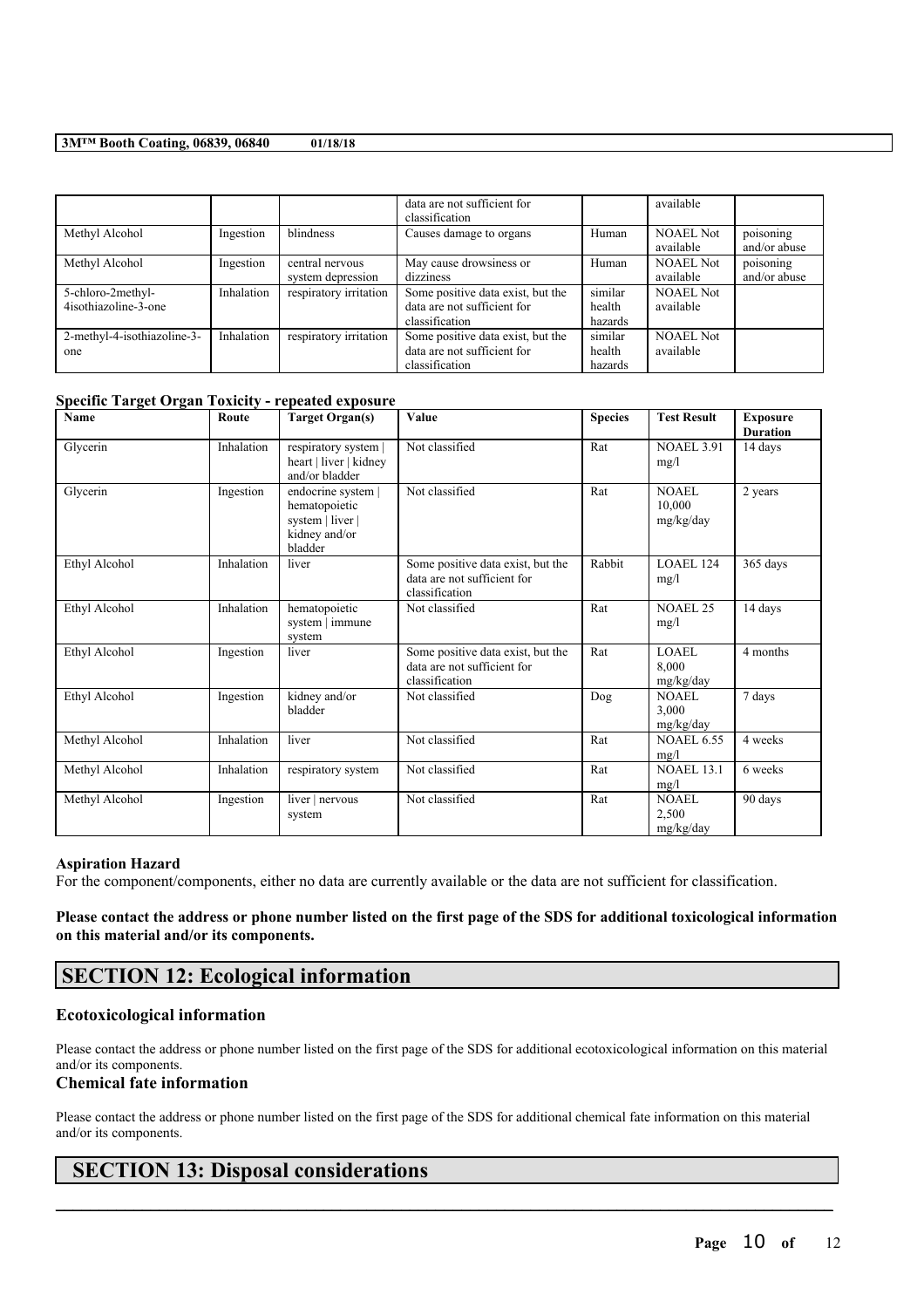| | | | data are not sufficient for classification | | available | |
|---|---|---|---|---|---|---|
| Methyl Alcohol | Ingestion | blindness | Causes damage to organs | Human | NOAEL Not available | poisoning and/or abuse |
| Methyl Alcohol | Ingestion | central nervous system depression | May cause drowsiness or dizziness | Human | NOAEL Not available | poisoning and/or abuse |
| 5-chloro-2methyl-4isothiazoline-3-one | Inhalation | respiratory irritation | Some positive data exist, but the data are not sufficient for classification | similar health hazards | NOAEL Not available | |
| 2-methyl-4-isothiazoline-3-one | Inhalation | respiratory irritation | Some positive data exist, but the data are not sufficient for classification | similar health hazards | NOAEL Not available | |

**Specific Target Organ Toxicity - repeated exposure**

| Name | Route | Target Organ(s) | Value | Species | Test Result | Exposure Duration |
|---|---|---|---|---|---|---|
| Glycerin | Inhalation | respiratory system \| heart \| liver \| kidney and/or bladder | Not classified | Rat | NOAEL 3.91 mg/l | 14 days |
| Glycerin | Ingestion | endocrine system \| hematopoietic system \| liver \| kidney and/or bladder | Not classified | Rat | NOAEL 10,000 mg/kg/day | 2 years |
| Ethyl Alcohol | Inhalation | liver | Some positive data exist, but the data are not sufficient for classification | Rabbit | LOAEL 124 mg/l | 365 days |
| Ethyl Alcohol | Inhalation | hematopoietic system \| immune system | Not classified | Rat | NOAEL 25 mg/l | 14 days |
| Ethyl Alcohol | Ingestion | liver | Some positive data exist, but the data are not sufficient for classification | Rat | LOAEL 8,000 mg/kg/day | 4 months |
| Ethyl Alcohol | Ingestion | kidney and/or bladder | Not classified | Dog | NOAEL 3,000 mg/kg/day | 7 days |
| Methyl Alcohol | Inhalation | liver | Not classified | Rat | NOAEL 6.55 mg/l | 4 weeks |
| Methyl Alcohol | Inhalation | respiratory system | Not classified | Rat | NOAEL 13.1 mg/l | 6 weeks |
| Methyl Alcohol | Ingestion | liver \| nervous system | Not classified | Rat | NOAEL 2,500 mg/kg/day | 90 days |

**Aspiration Hazard**

For the component/components, either no data are currently available or the data are not sufficient for classification.

**Please contact the address or phone number listed on the first page of the SDS for additional toxicological information on this material and/or its components.**

## SECTION 12: Ecological information

### Ecotoxicological information

Please contact the address or phone number listed on the first page of the SDS for additional ecotoxicological information on this material and/or its components.

### Chemical fate information

Please contact the address or phone number listed on the first page of the SDS for additional chemical fate information on this material and/or its components.

## SECTION 13: Disposal considerations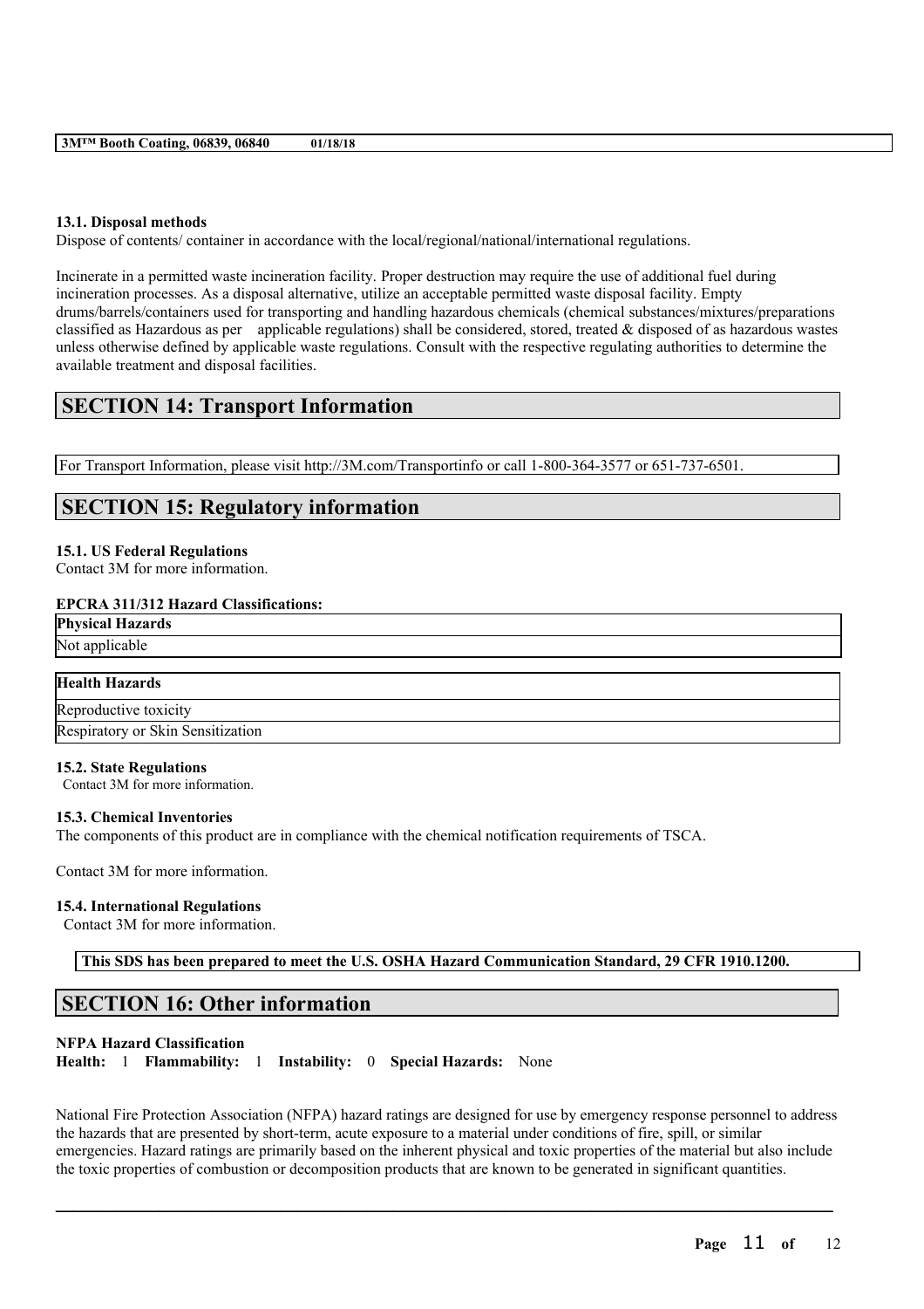### 13.1. Disposal methods

Dispose of contents/ container in accordance with the local/regional/national/international regulations.

Incinerate in a permitted waste incineration facility. Proper destruction may require the use of additional fuel during incineration processes. As a disposal alternative, utilize an acceptable permitted waste disposal facility. Empty drums/barrels/containers used for transporting and handling hazardous chemicals (chemical substances/mixtures/preparations classified as Hazardous as per applicable regulations) shall be considered, stored, treated & disposed of as hazardous wastes unless otherwise defined by applicable waste regulations. Consult with the respective regulating authorities to determine the available treatment and disposal facilities.

## SECTION 14: Transport Information

For Transport Information, please visit http://3M.com/Transportinfo or call 1-800-364-3577 or 651-737-6501.

## SECTION 15: Regulatory information

### 15.1. US Federal Regulations

Contact 3M for more information.

**EPCRA 311/312 Hazard Classifications:**

| Physical Hazards |
| --- |
| Not applicable |

| Health Hazards |
| --- |
| Reproductive toxicity |
| Respiratory or Skin Sensitization |

### 15.2. State Regulations

Contact 3M for more information.

### 15.3. Chemical Inventories

The components of this product are in compliance with the chemical notification requirements of TSCA.

Contact 3M for more information.

### 15.4. International Regulations

Contact 3M for more information.

**This SDS has been prepared to meet the U.S. OSHA Hazard Communication Standard, 29 CFR 1910.1200.**

## SECTION 16: Other information

**NFPA Hazard Classification**

**Health:** 1 **Flammability:** 1 **Instability:** 0 **Special Hazards:** None

National Fire Protection Association (NFPA) hazard ratings are designed for use by emergency response personnel to address the hazards that are presented by short-term, acute exposure to a material under conditions of fire, spill, or similar emergencies. Hazard ratings are primarily based on the inherent physical and toxic properties of the material but also include the toxic properties of combustion or decomposition products that are known to be generated in significant quantities.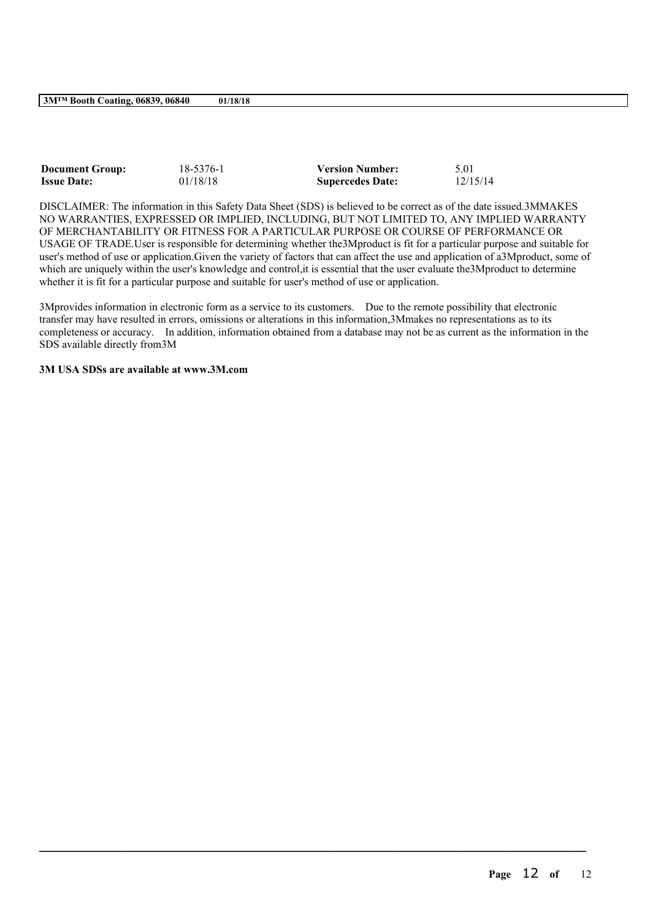| | | | |
|---|---|---|---|
| **Document Group:** | 18-5376-1 | **Version Number:** | 5.01 |
| **Issue Date:** | 01/18/18 | **Supercedes Date:** | 12/15/14 |

DISCLAIMER: The information in this Safety Data Sheet (SDS) is believed to be correct as of the date issued.3MMAKES NO WARRANTIES, EXPRESSED OR IMPLIED, INCLUDING, BUT NOT LIMITED TO, ANY IMPLIED WARRANTY OF MERCHANTABILITY OR FITNESS FOR A PARTICULAR PURPOSE OR COURSE OF PERFORMANCE OR USAGE OF TRADE.User is responsible for determining whether the3Mproduct is fit for a particular purpose and suitable for user's method of use or application.Given the variety of factors that can affect the use and application of a3Mproduct, some of which are uniquely within the user's knowledge and control,it is essential that the user evaluate the3Mproduct to determine whether it is fit for a particular purpose and suitable for user's method of use or application.

3Mprovides information in electronic form as a service to its customers. Due to the remote possibility that electronic transfer may have resulted in errors, omissions or alterations in this information,3Mmakes no representations as to its completeness or accuracy. In addition, information obtained from a database may not be as current as the information in the SDS available directly from3M

**3M USA SDSs are available at www.3M.com**